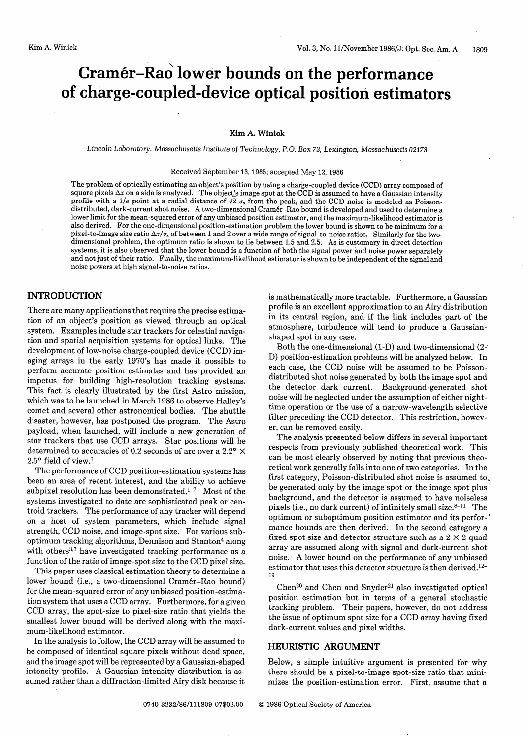# Cramér–Rao lower bounds on the performance of charge-coupled-device optical position estimators

**Kim A. Winick**

*Lincoln Laboratory, Massachusetts Institute of Technology, P.O. Box 73, Lexington, Massachusetts 02173*

Received September 13, 1985; accepted May 12, 1986

The problem of optically estimating an object's position by using a charge-coupled device (CCD) array composed of square pixels $\Delta x$ on a side is analyzed. The object's image spot at the CCD is assumed to have a Gaussian intensity profile with a $1/e$ point at a radial distance of $\sqrt{2}\ \sigma_s$ from the peak, and the CCD noise is modeled as Poisson-distributed, dark-current shot noise. A two-dimensional Cramér–Rao bound is developed and used to determine a lower limit for the mean-squared error of any unbiased position estimator, and the maximum-likelihood estimator is also derived. For the one-dimensional position-estimation problem the lower bound is shown to be minimum for a pixel-to-image size ratio $\Delta x/\sigma_s$ of between 1 and 2 over a wide range of signal-to-noise ratios. Similarly for the two-dimensional problem, the optimum ratio is shown to lie between 1.5 and 2.5. As is customary in direct detection systems, it is also observed that the lower bound is a function of both the signal power and noise power separately and not just of their ratio. Finally, the maximum-likelihood estimator is shown to be independent of the signal and noise powers at high signal-to-noise ratios.

## INTRODUCTION

There are many applications that require the precise estimation of an object's position as viewed through an optical system. Examples include star trackers for celestial navigation and spatial acquisition systems for optical links. The development of low-noise charge-coupled device (CCD) imaging arrays in the early 1970's has made it possible to perform accurate position estimates and has provided an impetus for building high-resolution tracking systems. This fact is clearly illustrated by the first Astro mission, which was to be launched in March 1986 to observe Halley's comet and several other astronomical bodies. The shuttle disaster, however, has postponed the program. The Astro payload, when launched, will include a new generation of star trackers that use CCD arrays. Star positions will be determined to accuracies of 0.2 seconds of arc over a $2.2° \times 2.5°$ field of view.[1]

The performance of CCD position-estimation systems has been an area of recent interest, and the ability to achieve subpixel resolution has been demonstrated.[1–7] Most of the systems investigated to date are sophisticated peak or centroid trackers. The performance of any tracker will depend on a host of system parameters, which include signal strength, CCD noise, and image-spot size. For various suboptimum tracking algorithms, Dennison and Stanton[4] along with others[3,7] have investigated tracking performance as a function of the ratio of image-spot size to the CCD pixel size.

This paper uses classical estimation theory to determine a lower bound (i.e., a two-dimensional Cramér–Rao bound) for the mean-squared error of any unbiased position-estimation system that uses a CCD array. Furthermore, for a given CCD array, the spot-size to pixel-size ratio that yields the smallest lower bound will be derived along with the maximum-likelihood estimator.

In the analysis to follow, the CCD array will be assumed to be composed of identical square pixels without dead space, and the image spot will be represented by a Gaussian-shaped intensity profile. A Gaussian intensity distribution is assumed rather than a diffraction-limited Airy disk because it is mathematically more tractable. Furthermore, a Gaussian profile is an excellent approximation to an Airy distribution in its central region, and if the link includes part of the atmosphere, turbulence will tend to produce a Gaussian-shaped spot in any case.

Both the one-dimensional (1-D) and two-dimensional (2-D) position-estimation problems will be analyzed below. In each case, the CCD noise will be assumed to be Poisson-distributed shot noise generated by both the image spot and the detector dark current. Background-generated shot noise will be neglected under the assumption of either nighttime operation or the use of a narrow-wavelength selective filter preceding the CCD detector. This restriction, however, can be removed easily.

The analysis presented below differs in several important respects from previously published theoretical work. This can be most clearly observed by noting that previous theoretical work generally falls into one of two categories. In the first category, Poisson-distributed shot noise is assumed to be generated only by the image spot or the image spot plus background, and the detector is assumed to have noiseless pixels (i.e., no dark current) of infinitely small size.[8–11] The optimum or suboptimum position estimator and its performance bounds are then derived. In the second category a fixed spot size and detector structure such as a $2 \times 2$ quad array are assumed along with signal and dark-current shot noise. A lower bound on the performance of any unbiased estimator that uses this detector structure is then derived.[12–19]

Chen[20] and Chen and Snyder[21] also investigated optical position estimation but in terms of a general stochastic tracking problem. Their papers, however, do not address the issue of optimum spot size for a CCD array having fixed dark-current values and pixel widths.

## HEURISTIC ARGUMENT

Below, a simple intuitive argument is presented for why there should be a pixel-to-image spot-size ratio that minimizes the position-estimation error. First, assume that a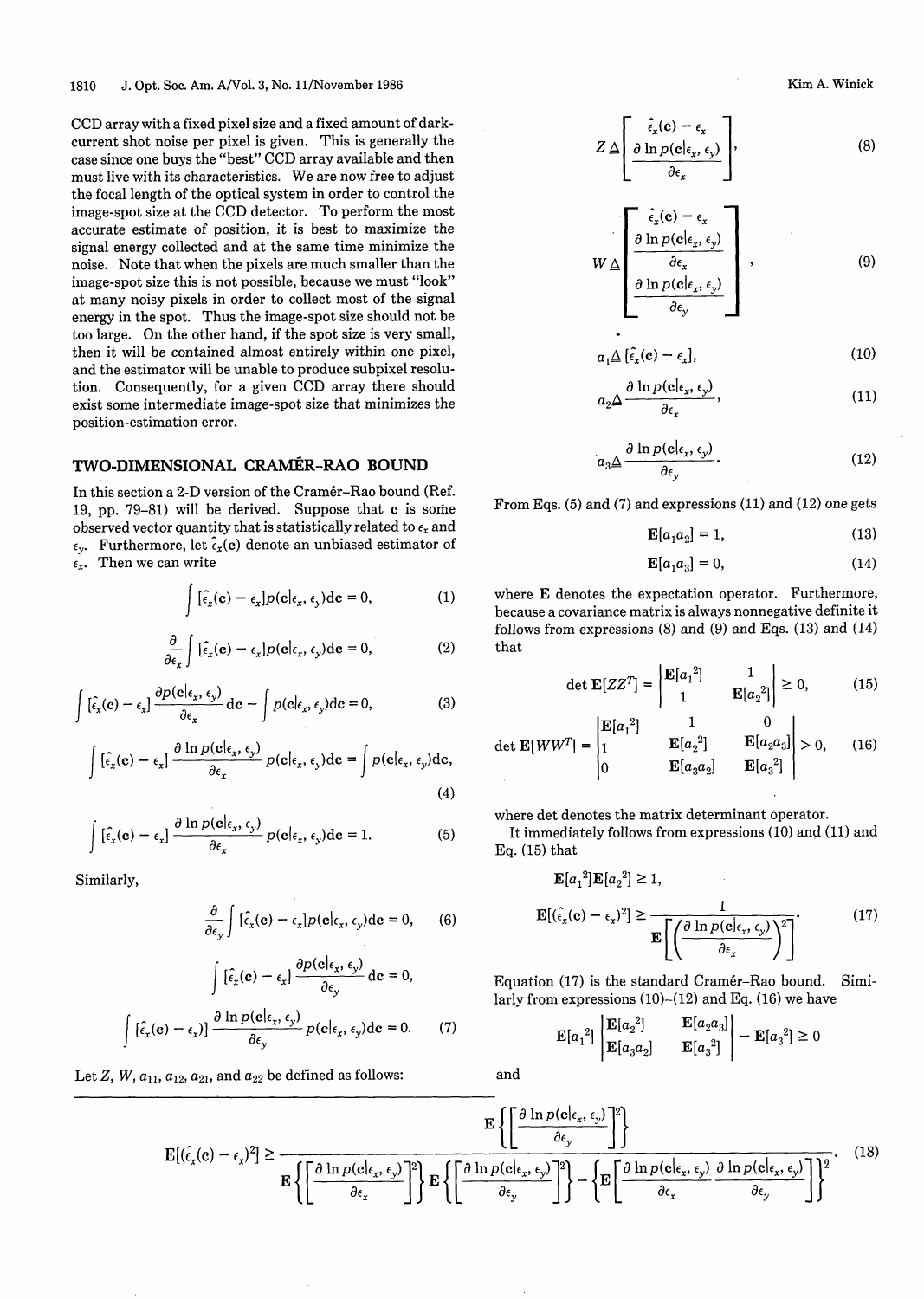CCD array with a fixed pixel size and a fixed amount of dark-current shot noise per pixel is given. This is generally the case since one buys the "best" CCD array available and then must live with its characteristics. We are now free to adjust the focal length of the optical system in order to control the image-spot size at the CCD detector. To perform the most accurate estimate of position, it is best to maximize the signal energy collected and at the same time minimize the noise. Note that when the pixels are much smaller than the image-spot size this is not possible, because we must "look" at many noisy pixels in order to collect most of the signal energy in the spot. Thus the image-spot size should not be too large. On the other hand, if the spot size is very small, then it will be contained almost entirely within one pixel, and the estimator will be unable to produce subpixel resolution. Consequently, for a given CCD array there should exist some intermediate image-spot size that minimizes the position-estimation error.

## TWO-DIMENSIONAL CRAMÉR–RAO BOUND

In this section a 2-D version of the Cramér–Rao bound (Ref. 19, pp. 79–81) will be derived. Suppose that $\mathbf{c}$ is some observed vector quantity that is statistically related to $\epsilon_x$ and $\epsilon_y$. Furthermore, let $\hat{\epsilon}_x(\mathbf{c})$ denote an unbiased estimator of $\epsilon_x$. Then we can write

$$\int [\hat{\epsilon}_x(\mathbf{c}) - \epsilon_x] p(\mathbf{c}|\epsilon_x, \epsilon_y) d\mathbf{c} = 0, \tag{1}$$

$$\frac{\partial}{\partial \epsilon_x} \int [\hat{\epsilon}_x(\mathbf{c}) - \epsilon_x] p(\mathbf{c}|\epsilon_x, \epsilon_y) d\mathbf{c} = 0, \tag{2}$$

$$\int [\hat{\epsilon}_x(\mathbf{c}) - \epsilon_x] \frac{\partial p(\mathbf{c}|\epsilon_x, \epsilon_y)}{\partial \epsilon_x} d\mathbf{c} - \int p(\mathbf{c}|\epsilon_x, \epsilon_y) d\mathbf{c} = 0, \tag{3}$$

$$\int [\hat{\epsilon}_x(\mathbf{c}) - \epsilon_x] \frac{\partial \ln p(\mathbf{c}|\epsilon_x, \epsilon_y)}{\partial \epsilon_x} p(\mathbf{c}|\epsilon_x, \epsilon_y) d\mathbf{c} = \int p(\mathbf{c}|\epsilon_x, \epsilon_y) d\mathbf{c}, \tag{4}$$

$$\int [\hat{\epsilon}_x(\mathbf{c}) - \epsilon_x] \frac{\partial \ln p(\mathbf{c}|\epsilon_x, \epsilon_y)}{\partial \epsilon_x} p(\mathbf{c}|\epsilon_x, \epsilon_y) d\mathbf{c} = 1. \tag{5}$$

Similarly,

$$\frac{\partial}{\partial \epsilon_y} \int [\hat{\epsilon}_x(\mathbf{c}) - \epsilon_x] p(\mathbf{c}|\epsilon_x, \epsilon_y) d\mathbf{c} = 0, \tag{6}$$

$$\int [\hat{\epsilon}_x(\mathbf{c}) - \epsilon_x] \frac{\partial p(\mathbf{c}|\epsilon_x, \epsilon_y)}{\partial \epsilon_y} d\mathbf{c} = 0,$$

$$\int [\hat{\epsilon}_x(\mathbf{c}) - \epsilon_x)] \frac{\partial \ln p(\mathbf{c}|\epsilon_x, \epsilon_y)}{\partial \epsilon_y} p(\mathbf{c}|\epsilon_x, \epsilon_y) d\mathbf{c} = 0. \tag{7}$$

Let $Z$, $W$, $a_{11}$, $a_{12}$, $a_{21}$, and $a_{22}$ be defined as follows:

$$Z \triangleq \begin{bmatrix} \hat{\epsilon}_x(\mathbf{c}) - \epsilon_x \\ \dfrac{\partial \ln p(\mathbf{c}|\epsilon_x, \epsilon_y)}{\partial \epsilon_x} \end{bmatrix}, \tag{8}$$

$$W \triangleq \begin{bmatrix} \hat{\epsilon}_x(\mathbf{c}) - \epsilon_x \\ \dfrac{\partial \ln p(\mathbf{c}|\epsilon_x, \epsilon_y)}{\partial \epsilon_x} \\ \dfrac{\partial \ln p(\mathbf{c}|\epsilon_x, \epsilon_y)}{\partial \epsilon_y} \end{bmatrix}, \tag{9}$$

$$a_1 \triangleq [\hat{\epsilon}_x(\mathbf{c}) - \epsilon_x], \tag{10}$$

$$a_2 \triangleq \frac{\partial \ln p(\mathbf{c}|\epsilon_x, \epsilon_y)}{\partial \epsilon_x}, \tag{11}$$

$$a_3 \triangleq \frac{\partial \ln p(\mathbf{c}|\epsilon_x, \epsilon_y)}{\partial \epsilon_y}. \tag{12}$$

From Eqs. (5) and (7) and expressions (11) and (12) one gets

$$\mathbf{E}[a_1 a_2] = 1, \tag{13}$$

$$\mathbf{E}[a_1 a_3] = 0, \tag{14}$$

where $\mathbf{E}$ denotes the expectation operator. Furthermore, because a covariance matrix is always nonnegative definite it follows from expressions (8) and (9) and Eqs. (13) and (14) that

$$\det \mathbf{E}[ZZ^T] = \begin{vmatrix} \mathbf{E}[a_1^2] & 1 \\ 1 & \mathbf{E}[a_2^2] \end{vmatrix} \geq 0, \tag{15}$$

$$\det \mathbf{E}[WW^T] = \begin{vmatrix} \mathbf{E}[a_1^2] & 1 & 0 \\ 1 & \mathbf{E}[a_2^2] & \mathbf{E}[a_2 a_3] \\ 0 & \mathbf{E}[a_3 a_2] & \mathbf{E}[a_3^2] \end{vmatrix} > 0, \tag{16}$$

where det denotes the matrix determinant operator.

It immediately follows from expressions (10) and (11) and Eq. (15) that

$$\mathbf{E}[a_1^2]\mathbf{E}[a_2^2] \geq 1,$$

$$\mathbf{E}[(\hat{\epsilon}_x(\mathbf{c}) - \epsilon_x)^2] \geq \frac{1}{\mathbf{E}\left[\left(\dfrac{\partial \ln p(\mathbf{c}|\epsilon_x, \epsilon_y)}{\partial \epsilon_x}\right)^2\right]}. \tag{17}$$

Equation (17) is the standard Cramér–Rao bound. Similarly from expressions (10)–(12) and Eq. (16) we have

$$\mathbf{E}[a_1^2] \begin{vmatrix} \mathbf{E}[a_2^2] & \mathbf{E}[a_2 a_3] \\ \mathbf{E}[a_3 a_2] & \mathbf{E}[a_3^2] \end{vmatrix} - \mathbf{E}[a_3^2] \geq 0$$

and

$$\mathbf{E}[(\hat{\epsilon}_x(\mathbf{c}) - \epsilon_x)^2] \geq \frac{\mathbf{E}\left\{\left[\dfrac{\partial \ln p(\mathbf{c}|\epsilon_x, \epsilon_y)}{\partial \epsilon_y}\right]^2\right\}}{\mathbf{E}\left\{\left[\dfrac{\partial \ln p(\mathbf{c}|\epsilon_x, \epsilon_y)}{\partial \epsilon_x}\right]^2\right\} \mathbf{E}\left\{\left[\dfrac{\partial \ln p(\mathbf{c}|\epsilon_x, \epsilon_y)}{\partial \epsilon_y}\right]^2\right\} - \left\{\mathbf{E}\left[\dfrac{\partial \ln p(\mathbf{c}|\epsilon_x, \epsilon_y)}{\partial \epsilon_x} \dfrac{\partial \ln p(\mathbf{c}|\epsilon_x, \epsilon_y)}{\partial \epsilon_y}\right]\right\}^2}. \tag{18}$$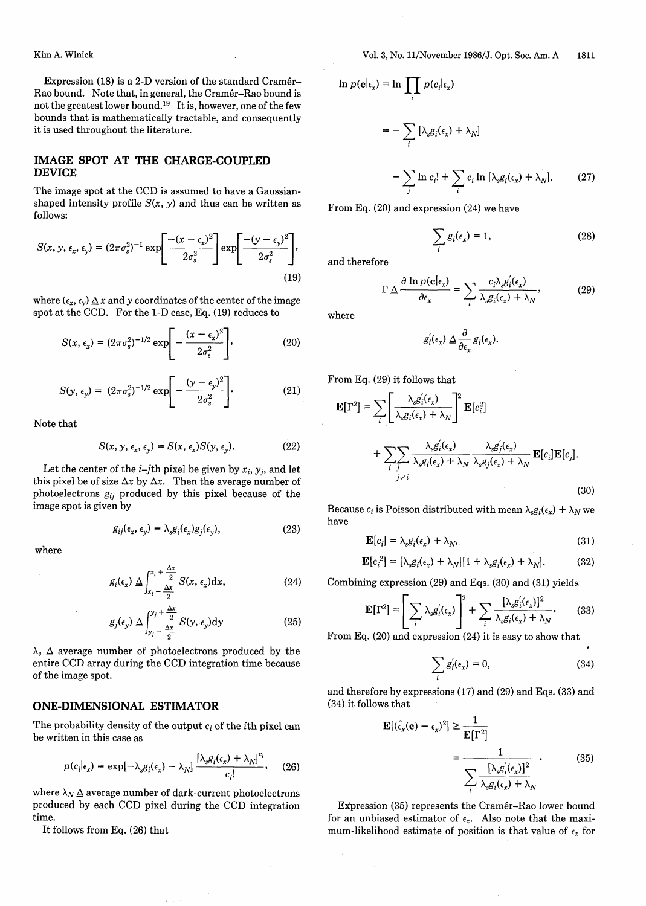Expression (18) is a 2-D version of the standard Cramér–Rao bound. Note that, in general, the Cramér–Rao bound is not the greatest lower bound.[19] It is, however, one of the few bounds that is mathematically tractable, and consequently it is used throughout the literature.

## IMAGE SPOT AT THE CHARGE-COUPLED DEVICE

The image spot at the CCD is assumed to have a Gaussian-shaped intensity profile $S(x, y)$ and thus can be written as follows:

$$S(x, y, \epsilon_x, \epsilon_y) = (2\pi\sigma_s^2)^{-1} \exp\left[\frac{-(x-\epsilon_x)^2}{2\sigma_s^2}\right] \exp\left[\frac{-(y-\epsilon_y)^2}{2\sigma_s^2}\right], \tag{19}$$

where $(\epsilon_x, \epsilon_y) \triangleq x$ and $y$ coordinates of the center of the image spot at the CCD. For the 1-D case, Eq. (19) reduces to

$$S(x, \epsilon_x) = (2\pi\sigma_s^2)^{-1/2} \exp\left[-\frac{(x-\epsilon_x)^2}{2\sigma_s^2}\right], \tag{20}$$

$$S(y, \epsilon_y) = (2\pi\sigma_s^2)^{-1/2} \exp\left[-\frac{(y-\epsilon_y)^2}{2\sigma_s^2}\right]. \tag{21}$$

Note that

$$S(x, y, \epsilon_x, \epsilon_y) = S(x, \epsilon_x) S(y, \epsilon_y). \tag{22}$$

Let the center of the $i$–$j$th pixel be given by $x_i, y_j$, and let this pixel be of size $\Delta x$ by $\Delta x$. Then the average number of photoelectrons $g_{ij}$ produced by this pixel because of the image spot is given by

$$g_{ij}(\epsilon_x, \epsilon_y) = \lambda_s g_i(\epsilon_x) g_j(\epsilon_y), \tag{23}$$

where

$$g_i(\epsilon_x) \triangleq \int_{x_i - \frac{\Delta x}{2}}^{x_i + \frac{\Delta x}{2}} S(x, \epsilon_x) \mathrm{d}x, \tag{24}$$

$$g_j(\epsilon_y) \triangleq \int_{y_j - \frac{\Delta x}{2}}^{y_j + \frac{\Delta x}{2}} S(y, \epsilon_y) \mathrm{d}y \tag{25}$$

$\lambda_s \triangleq$ average number of photoelectrons produced by the entire CCD array during the CCD integration time because of the image spot.

## ONE-DIMENSIONAL ESTIMATOR

The probability density of the output $c_i$ of the $i$th pixel can be written in this case as

$$p(c_i|\epsilon_x) = \exp[-\lambda_s g_i(\epsilon_x) - \lambda_N] \frac{[\lambda_s g_i(\epsilon_x) + \lambda_N]^{c_i}}{c_i!}, \tag{26}$$

where $\lambda_N \triangleq$ average number of dark-current photoelectrons produced by each CCD pixel during the CCD integration time.

It follows from Eq. (26) that

$$\ln p(\mathbf{c}|\epsilon_x) = \ln \prod_i p(c_i|\epsilon_x)$$

$$= -\sum_i [\lambda_s g_i(\epsilon_x) + \lambda_N]$$

$$- \sum_j \ln c_i! + \sum_i c_i \ln [\lambda_s g_i(\epsilon_x) + \lambda_N]. \tag{27}$$

From Eq. (20) and expression (24) we have

$$\sum_i g_i(\epsilon_x) = 1, \tag{28}$$

and therefore

$$\Gamma \triangleq \frac{\partial \ln p(\mathbf{c}|\epsilon_x)}{\partial \epsilon_x} = \sum_i \frac{c_i \lambda_s g_i'(\epsilon_x)}{\lambda_s g_i(\epsilon_x) + \lambda_N}, \tag{29}$$

where

$$g_i'(\epsilon_x) \triangleq \frac{\partial}{\partial \epsilon_x} g_i(\epsilon_x).$$

From Eq. (29) it follows that

$$\mathbf{E}[\Gamma^2] = \sum_i \left[\frac{\lambda_s g_i'(\epsilon_x)}{\lambda_s g_i(\epsilon_x) + \lambda_N}\right]^2 \mathbf{E}[c_i^2]$$

$$+ \sum_i \sum_{\substack{j \\ j \neq i}} \frac{\lambda_s g_i'(\epsilon_x)}{\lambda_s g_i(\epsilon_x) + \lambda_N} \frac{\lambda_s g_j'(\epsilon_x)}{\lambda_s g_j(\epsilon_x) + \lambda_N} \mathbf{E}[c_i]\mathbf{E}[c_j]. \tag{30}$$

Because $c_i$ is Poisson distributed with mean $\lambda_s g_i(\epsilon_x) + \lambda_N$ we have

$$\mathbf{E}[c_i] = \lambda_s g_i(\epsilon_x) + \lambda_N, \tag{31}$$

$$\mathbf{E}[c_i^2] = [\lambda_s g_i(\epsilon_x) + \lambda_N][1 + \lambda_s g_i(\epsilon_x) + \lambda_N]. \tag{32}$$

Combining expression (29) and Eqs. (30) and (31) yields

$$\mathbf{E}[\Gamma^2] = \left[\sum_i \lambda_s g_i'(\epsilon_x)\right]^2 + \sum_i \frac{[\lambda_s g_i'(\epsilon_x)]^2}{\lambda_s g_i(\epsilon_x) + \lambda_N}. \tag{33}$$

From Eq. (20) and expression (24) it is easy to show that

$$\sum_i g_i'(\epsilon_x) = 0, \tag{34}$$

and therefore by expressions (17) and (29) and Eqs. (33) and (34) it follows that

$$\mathbf{E}[(\hat{\epsilon}_x(\mathbf{c}) - \epsilon_x)^2] \geq \frac{1}{\mathbf{E}[\Gamma^2]}$$

$$= \frac{1}{\displaystyle\sum_i \frac{[\lambda_s g_i'(\epsilon_x)]^2}{\lambda_s g_i(\epsilon_x) + \lambda_N}}. \tag{35}$$

Expression (35) represents the Cramér–Rao lower bound for an unbiased estimator of $\epsilon_x$. Also note that the maximum-likelihood estimate of position is that value of $\epsilon_x$ for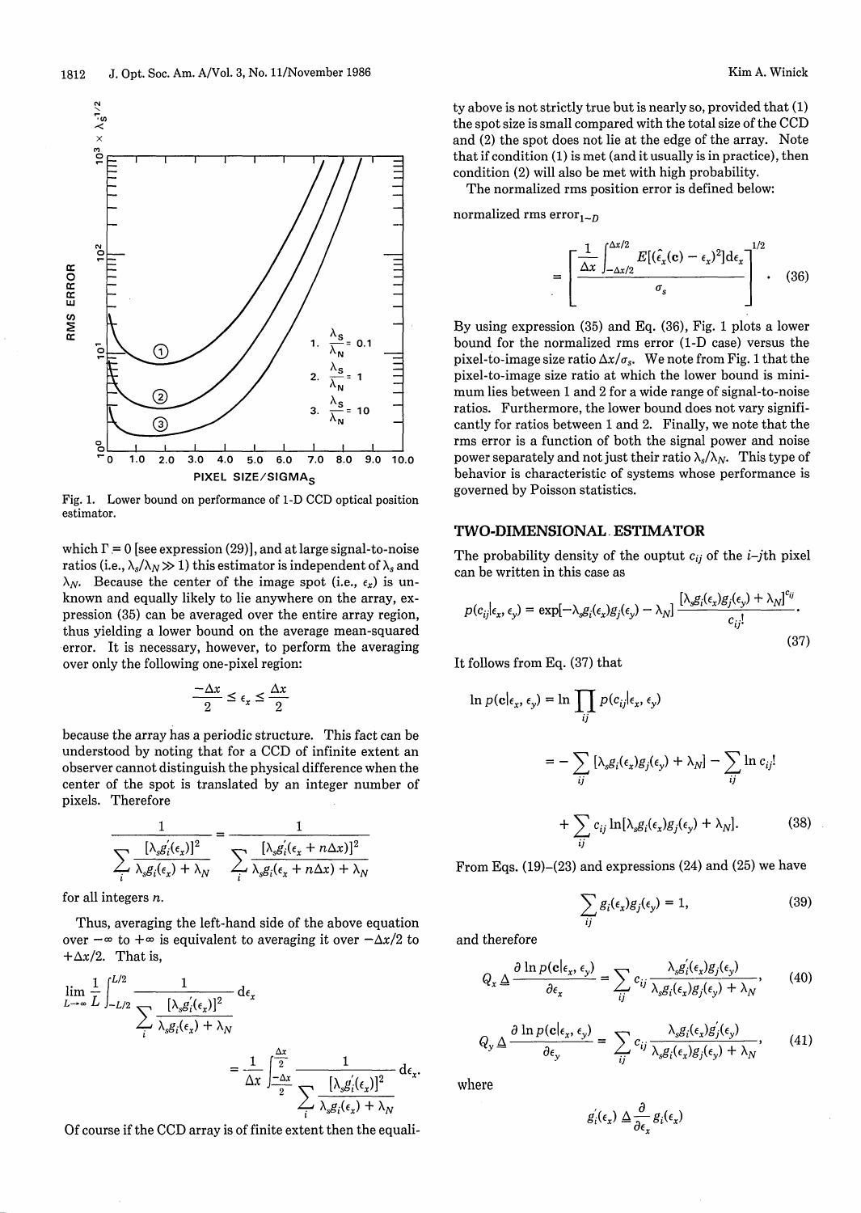Fig. 1. Lower bound on performance of 1-D CCD optical position estimator.

which $\Gamma = 0$ [see expression (29)], and at large signal-to-noise ratios (i.e., $\lambda_s/\lambda_N \gg 1$) this estimator is independent of $\lambda_s$ and $\lambda_N$. Because the center of the image spot (i.e., $\epsilon_x$) is unknown and equally likely to lie anywhere on the array, expression (35) can be averaged over the entire array region, thus yielding a lower bound on the average mean-squared error. It is necessary, however, to perform the averaging over only the following one-pixel region:

$$\frac{-\Delta x}{2} \le \epsilon_x \le \frac{\Delta x}{2}$$

because the array has a periodic structure. This fact can be understood by noting that for a CCD of infinite extent an observer cannot distinguish the physical difference when the center of the spot is translated by an integer number of pixels. Therefore

$$\frac{1}{\sum_i \frac{[\lambda_s g_i'(\epsilon_x)]^2}{\lambda_s g_i(\epsilon_x) + \lambda_N}} = \frac{1}{\sum_i \frac{[\lambda_s g_i'(\epsilon_x + n\Delta x)]^2}{\lambda_s g_i(\epsilon_x + n\Delta x) + \lambda_N}}$$

for all integers $n$.

Thus, averaging the left-hand side of the above equation over $-\infty$ to $+\infty$ is equivalent to averaging it over $-\Delta x/2$ to $+\Delta x/2$. That is,

$$\lim_{L\to\infty} \frac{1}{L} \int_{-L/2}^{L/2} \frac{1}{\sum_i \frac{[\lambda_s g_i'(\epsilon_x)]^2}{\lambda_s g_i(\epsilon_x) + \lambda_N}} \mathrm{d}\epsilon_x = \frac{1}{\Delta x} \int_{-\frac{\Delta x}{2}}^{\frac{\Delta x}{2}} \frac{1}{\sum_i \frac{[\lambda_s g_i'(\epsilon_x)]^2}{\lambda_s g_i(\epsilon_x) + \lambda_N}} \mathrm{d}\epsilon_x.$$

Of course if the CCD array is of finite extent then the equality above is not strictly true but is nearly so, provided that (1) the spot size is small compared with the total size of the CCD and (2) the spot does not lie at the edge of the array. Note that if condition (1) is met (and it usually is in practice), then condition (2) will also be met with high probability.

The normalized rms position error is defined below:

$$\text{normalized rms error}_{1-D} = \left[\frac{\frac{1}{\Delta x}\int_{-\Delta x/2}^{\Delta x/2} E[(\hat{\epsilon}_x(\mathbf{c}) - \epsilon_x)^2]\mathrm{d}\epsilon_x}{\sigma_s}\right]^{1/2}. \quad (36)$$

By using expression (35) and Eq. (36), Fig. 1 plots a lower bound for the normalized rms error (1-D case) versus the pixel-to-image size ratio $\Delta x/\sigma_s$. We note from Fig. 1 that the pixel-to-image size ratio at which the lower bound is minimum lies between 1 and 2 for a wide range of signal-to-noise ratios. Furthermore, the lower bound does not vary significantly for ratios between 1 and 2. Finally, we note that the rms error is a function of both the signal power and noise power separately and not just their ratio $\lambda_s/\lambda_N$. This type of behavior is characteristic of systems whose performance is governed by Poisson statistics.

## TWO-DIMENSIONAL ESTIMATOR

The probability density of the ouptut $c_{ij}$ of the $i$–$j$th pixel can be written in this case as

$$p(c_{ij}|\epsilon_x, \epsilon_y) = \exp[-\lambda_s g_i(\epsilon_x) g_j(\epsilon_y) - \lambda_N] \frac{[\lambda_s g_i(\epsilon_x) g_j(\epsilon_y) + \lambda_N]^{c_{ij}}}{c_{ij}!}. \quad (37)$$

It follows from Eq. (37) that

$$\ln p(\mathbf{c}|\epsilon_x, \epsilon_y) = \ln \prod_{ij} p(c_{ij}|\epsilon_x, \epsilon_y)$$

$$= -\sum_{ij} [\lambda_s g_i(\epsilon_x) g_j(\epsilon_y) + \lambda_N] - \sum_{ij} \ln c_{ij}! + \sum_{ij} c_{ij} \ln[\lambda_s g_i(\epsilon_x) g_j(\epsilon_y) + \lambda_N]. \quad (38)$$

From Eqs. (19)–(23) and expressions (24) and (25) we have

$$\sum_{ij} g_i(\epsilon_x) g_j(\epsilon_y) = 1, \quad (39)$$

and therefore

$$Q_x \triangleq \frac{\partial \ln p(\mathbf{c}|\epsilon_x, \epsilon_y)}{\partial \epsilon_x} = \sum_{ij} c_{ij} \frac{\lambda_s g_i'(\epsilon_x) g_j(\epsilon_y)}{\lambda_s g_i(\epsilon_x) g_j(\epsilon_y) + \lambda_N}, \quad (40)$$

$$Q_y \triangleq \frac{\partial \ln p(\mathbf{c}|\epsilon_x, \epsilon_y)}{\partial \epsilon_y} = \sum_{ij} c_{ij} \frac{\lambda_s g_i(\epsilon_x) g_j'(\epsilon_y)}{\lambda_s g_i(\epsilon_x) g_j(\epsilon_y) + \lambda_N}, \quad (41)$$

where

$$g_i'(\epsilon_x) \triangleq \frac{\partial}{\partial \epsilon_x} g_i(\epsilon_x)$$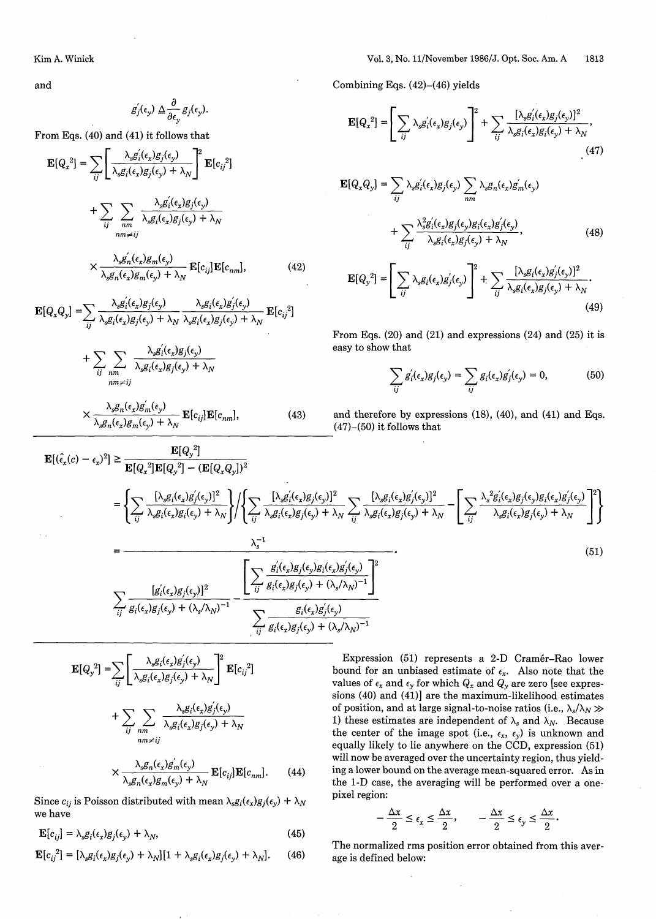and

$$g_j'(\epsilon_y) \triangleq \frac{\partial}{\partial \epsilon_y} g_j(\epsilon_y).$$

From Eqs. (40) and (41) it follows that

$$\mathbf{E}[Q_x^2] = \sum_{ij} \left[ \frac{\lambda_s g_i'(\epsilon_x) g_j(\epsilon_y)}{\lambda_s g_i(\epsilon_x) g_j(\epsilon_y) + \lambda_N} \right]^2 \mathbf{E}[c_{ij}^2] + \sum_{ij} \sum_{\substack{nm \\ nm \neq ij}} \frac{\lambda_s g_i'(\epsilon_x) g_j(\epsilon_y)}{\lambda_s g_i(\epsilon_x) g_j(\epsilon_y) + \lambda_N} \times \frac{\lambda_s g_n'(\epsilon_x) g_m(\epsilon_y)}{\lambda_s g_n(\epsilon_x) g_m(\epsilon_y) + \lambda_N} \mathbf{E}[c_{ij}] \mathbf{E}[c_{nm}], \tag{42}$$

$$\mathbf{E}[Q_x Q_y] = \sum_{ij} \frac{\lambda_s g_i'(\epsilon_x) g_j(\epsilon_y)}{\lambda_s g_i(\epsilon_x) g_j(\epsilon_y) + \lambda_N} \frac{\lambda_s g_i(\epsilon_x) g_j'(\epsilon_y)}{\lambda_s g_i(\epsilon_x) g_j(\epsilon_y) + \lambda_N} \mathbf{E}[c_{ij}^2] + \sum_{ij} \sum_{\substack{nm \\ nm \neq ij}} \frac{\lambda_s g_i'(\epsilon_x) g_j(\epsilon_y)}{\lambda_s g_i(\epsilon_x) g_j(\epsilon_y) + \lambda_N} \times \frac{\lambda_s g_n(\epsilon_x) g_m'(\epsilon_y)}{\lambda_s g_n(\epsilon_x) g_m(\epsilon_y) + \lambda_N} \mathbf{E}[c_{ij}] \mathbf{E}[c_{nm}], \tag{43}$$

$$\mathbf{E}[Q_y^2] = \sum_{ij} \left[ \frac{\lambda_s g_i(\epsilon_x) g_j'(\epsilon_y)}{\lambda_s g_i(\epsilon_x) g_j(\epsilon_y) + \lambda_N} \right]^2 \mathbf{E}[c_{ij}^2] + \sum_{ij} \sum_{\substack{nm \\ nm \neq ij}} \frac{\lambda_s g_i(\epsilon_x) g_j'(\epsilon_y)}{\lambda_s g_i(\epsilon_x) g_j(\epsilon_y) + \lambda_N} \times \frac{\lambda_s g_n(\epsilon_x) g_m'(\epsilon_y)}{\lambda_s g_n(\epsilon_x) g_m(\epsilon_y) + \lambda_N} \mathbf{E}[c_{ij}] \mathbf{E}[c_{nm}]. \tag{44}$$

Since $c_{ij}$ is Poisson distributed with mean $\lambda_s g_i(\epsilon_x) g_j(\epsilon_y) + \lambda_N$ we have

$$\mathbf{E}[c_{ij}] = \lambda_s g_i(\epsilon_x) g_j(\epsilon_y) + \lambda_N, \tag{45}$$

$$\mathbf{E}[c_{ij}^2] = [\lambda_s g_i(\epsilon_x) g_j(\epsilon_y) + \lambda_N][1 + \lambda_s g_i(\epsilon_x) g_j(\epsilon_y) + \lambda_N]. \tag{46}$$

Combining Eqs. (42)–(46) yields

$$\mathbf{E}[Q_x^2] = \left[ \sum_{ij} \lambda_s g_i'(\epsilon_x) g_j(\epsilon_y) \right]^2 + \sum_{ij} \frac{[\lambda_s g_i'(\epsilon_x) g_j(\epsilon_y)]^2}{\lambda_s g_i(\epsilon_x) g_i(\epsilon_y) + \lambda_N}, \tag{47}$$

$$\mathbf{E}[Q_x Q_y] = \sum_{ij} \lambda_s g_i'(\epsilon_x) g_j(\epsilon_y) \sum_{nm} \lambda_s g_n(\epsilon_x) g_m'(\epsilon_y) + \sum_{ij} \frac{\lambda_s^2 g_i'(\epsilon_x) g_j(\epsilon_y) g_i(\epsilon_x) g_j'(\epsilon_y)}{\lambda_s g_i(\epsilon_x) g_j(\epsilon_y) + \lambda_N}, \tag{48}$$

$$\mathbf{E}[Q_y^2] = \left[ \sum_{ij} \lambda_s g_i(\epsilon_x) g_j'(\epsilon_y) \right]^2 + \sum_{ij} \frac{[\lambda_s g_i(\epsilon_x) g_j'(\epsilon_y)]^2}{\lambda_s g_i(\epsilon_x) g_j(\epsilon_y) + \lambda_N}. \tag{49}$$

From Eqs. (20) and (21) and expressions (24) and (25) it is easy to show that

$$\sum_{ij} g_i'(\epsilon_x) g_j(\epsilon_y) = \sum_{ij} g_i(\epsilon_x) g_j'(\epsilon_y) = 0, \tag{50}$$

and therefore by expressions (18), (40), and (41) and Eqs. (47)–(50) it follows that

$$\begin{aligned}
\mathbf{E}[(\hat{\epsilon}_x(c) - \epsilon_x)^2] &\geq \frac{\mathbf{E}[Q_y^2]}{\mathbf{E}[Q_x^2]\mathbf{E}[Q_y^2] - (\mathbf{E}[Q_x Q_y])^2} \\
&= \left\{ \sum_{ij} \frac{[\lambda_s g_i(\epsilon_x) g_j'(\epsilon_y)]^2}{\lambda_s g_i(\epsilon_x) g_i(\epsilon_y) + \lambda_N} \right\} \Big/ \left\{ \sum_{ij} \frac{[\lambda_s g_i'(\epsilon_x) g_j(\epsilon_y)]^2}{\lambda_s g_i(\epsilon_x) g_j(\epsilon_y) + \lambda_N} \sum_{ij} \frac{[\lambda_s g_i(\epsilon_x) g_j'(\epsilon_y)]^2}{\lambda_s g_i(\epsilon_x) g_j(\epsilon_y) + \lambda_N} - \left[ \sum_{ij} \frac{\lambda_s^2 g_i'(\epsilon_x) g_j(\epsilon_y) g_i(\epsilon_x) g_j'(\epsilon_y)}{\lambda_s g_i(\epsilon_x) g_j(\epsilon_y) + \lambda_N} \right]^2 \right\} \\
&= \frac{\lambda_s^{-1}}{\displaystyle \sum_{ij} \frac{[g_i'(\epsilon_x) g_j(\epsilon_y)]^2}{g_i(\epsilon_x) g_j(\epsilon_y) + (\lambda_s/\lambda_N)^{-1}} - \frac{\left[ \displaystyle \sum_{ij} \frac{g_i'(\epsilon_x) g_j(\epsilon_y) g_i(\epsilon_x) g_j'(\epsilon_y)}{g_i(\epsilon_x) g_j(\epsilon_y) + (\lambda_s/\lambda_N)^{-1}} \right]^2}{\displaystyle \sum_{ij} \frac{g_i(\epsilon_x) g_j'(\epsilon_y)}{g_i(\epsilon_x) g_j(\epsilon_y) + (\lambda_s/\lambda_N)^{-1}}}}.
\end{aligned} \tag{51}$$

Expression (51) represents a 2-D Cramér–Rao lower bound for an unbiased estimate of $\epsilon_x$. Also note that the values of $\epsilon_x$ and $\epsilon_y$ for which $Q_x$ and $Q_y$ are zero [see expressions (40) and (41)] are the maximum-likelihood estimates of position, and at large signal-to-noise ratios (i.e., $\lambda_s/\lambda_N \gg 1$) these estimates are independent of $\lambda_s$ and $\lambda_N$. Because the center of the image spot (i.e., $\epsilon_x$, $\epsilon_y$) is unknown and equally likely to lie anywhere on the CCD, expression (51) will now be averaged over the uncertainty region, thus yielding a lower bound on the average mean-squared error. As in the 1-D case, the averaging will be performed over a one-pixel region:

$$-\frac{\Delta x}{2} \leq \epsilon_x \leq \frac{\Delta x}{2}, \qquad -\frac{\Delta x}{2} \leq \epsilon_y \leq \frac{\Delta x}{2}.$$

The normalized rms position error obtained from this average is defined below: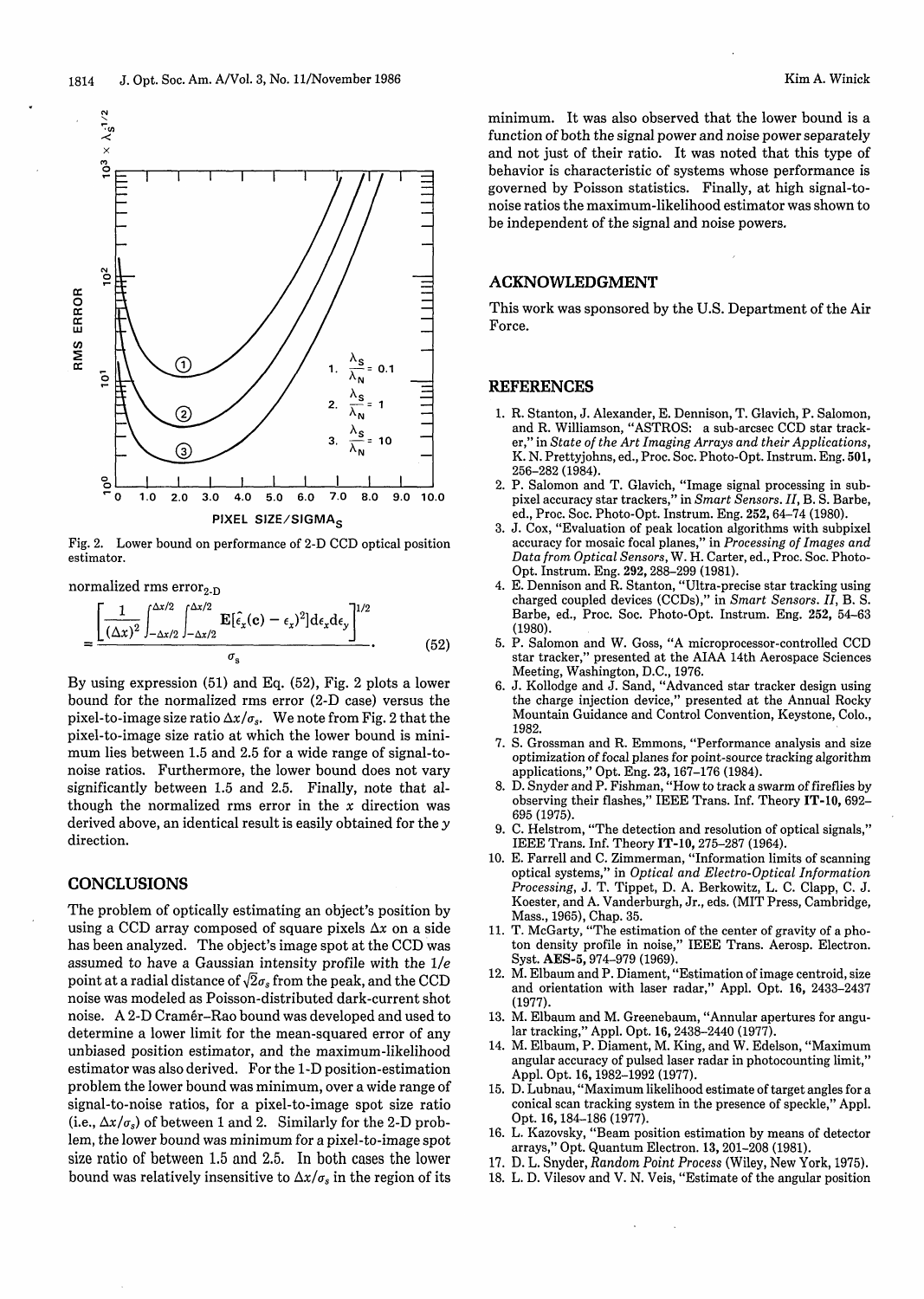Fig. 2. Lower bound on performance of 2-D CCD optical position estimator.

normalized rms error$_{2\text{-D}}$

$$= \frac{\left[\frac{1}{(\Delta x)^2}\int_{-\Delta x/2}^{\Delta x/2}\int_{-\Delta x/2}^{\Delta x/2} \mathbf{E}[\hat{\epsilon}_x(\mathbf{c}) - \epsilon_x)^2]\mathrm{d}\epsilon_x \mathrm{d}\epsilon_y\right]^{1/2}}{\sigma_s}. \tag{52}$$

By using expression (51) and Eq. (52), Fig. 2 plots a lower bound for the normalized rms error (2-D case) versus the pixel-to-image size ratio $\Delta x/\sigma_s$. We note from Fig. 2 that the pixel-to-image size ratio at which the lower bound is minimum lies between 1.5 and 2.5 for a wide range of signal-to-noise ratios. Furthermore, the lower bound does not vary significantly between 1.5 and 2.5. Finally, note that although the normalized rms error in the $x$ direction was derived above, an identical result is easily obtained for the $y$ direction.

## CONCLUSIONS

The problem of optically estimating an object's position by using a CCD array composed of square pixels $\Delta x$ on a side has been analyzed. The object's image spot at the CCD was assumed to have a Gaussian intensity profile with the $1/e$ point at a radial distance of $\sqrt{2}\sigma_s$ from the peak, and the CCD noise was modeled as Poisson-distributed dark-current shot noise. A 2-D Cramér–Rao bound was developed and used to determine a lower limit for the mean-squared error of any unbiased position estimator, and the maximum-likelihood estimator was also derived. For the 1-D position-estimation problem the lower bound was minimum, over a wide range of signal-to-noise ratios, for a pixel-to-image spot size ratio (i.e., $\Delta x/\sigma_s$) of between 1 and 2. Similarly for the 2-D problem, the lower bound was minimum for a pixel-to-image spot size ratio of between 1.5 and 2.5. In both cases the lower bound was relatively insensitive to $\Delta x/\sigma_s$ in the region of its minimum. It was also observed that the lower bound is a function of both the signal power and noise power separately and not just of their ratio. It was noted that this type of behavior is characteristic of systems whose performance is governed by Poisson statistics. Finally, at high signal-to-noise ratios the maximum-likelihood estimator was shown to be independent of the signal and noise powers.

## ACKNOWLEDGMENT

This work was sponsored by the U.S. Department of the Air Force.

## REFERENCES

1. R. Stanton, J. Alexander, E. Dennison, T. Glavich, P. Salomon, and R. Williamson, "ASTROS: a sub-arcsec CCD star tracker," in *State of the Art Imaging Arrays and their Applications*, K. N. Prettyjohns, ed., Proc. Soc. Photo-Opt. Instrum. Eng. **501**, 256–282 (1984).
2. P. Salomon and T. Glavich, "Image signal processing in subpixel accuracy star trackers," in *Smart Sensors. II*, B. S. Barbe, ed., Proc. Soc. Photo-Opt. Instrum. Eng. **252**, 64–74 (1980).
3. J. Cox, "Evaluation of peak location algorithms with subpixel accuracy for mosaic focal planes," in *Processing of Images and Data from Optical Sensors*, W. H. Carter, ed., Proc. Soc. Photo-Opt. Instrum. Eng. **292**, 288–299 (1981).
4. E. Dennison and R. Stanton, "Ultra-precise star tracking using charged coupled devices (CCDs)," in *Smart Sensors. II*, B. S. Barbe, ed., Proc. Soc. Photo-Opt. Instrum. Eng. **252**, 54–63 (1980).
5. P. Salomon and W. Goss, "A microprocessor-controlled CCD star tracker," presented at the AIAA 14th Aerospace Sciences Meeting, Washington, D.C., 1976.
6. J. Kollodge and J. Sand, "Advanced star tracker design using the charge injection device," presented at the Annual Rocky Mountain Guidance and Control Convention, Keystone, Colo., 1982.
7. S. Grossman and R. Emmons, "Performance analysis and size optimization of focal planes for point-source tracking algorithm applications," Opt. Eng. **23**, 167–176 (1984).
8. D. Snyder and P. Fishman, "How to track a swarm of fireflies by observing their flashes," IEEE Trans. Inf. Theory **IT-10**, 692–695 (1975).
9. C. Helstrom, "The detection and resolution of optical signals," IEEE Trans. Inf. Theory **IT-10**, 275–287 (1964).
10. E. Farrell and C. Zimmerman, "Information limits of scanning optical systems," in *Optical and Electro-Optical Information Processing*, J. T. Tippet, D. A. Berkowitz, L. C. Clapp, C. J. Koester, and A. Vanderburgh, Jr., eds. (MIT Press, Cambridge, Mass., 1965), Chap. 35.
11. T. McGarty, "The estimation of the center of gravity of a photon density profile in noise," IEEE Trans. Aerosp. Electron. Syst. **AES-5**, 974–979 (1969).
12. M. Elbaum and P. Diament, "Estimation of image centroid, size and orientation with laser radar," Appl. Opt. **16**, 2433–2437 (1977).
13. M. Elbaum and M. Greenebaum, "Annular apertures for angular tracking," Appl. Opt. **16**, 2438–2440 (1977).
14. M. Elbaum, P. Diament, M. King, and W. Edelson, "Maximum angular accuracy of pulsed laser radar in photocounting limit," Appl. Opt. **16**, 1982–1992 (1977).
15. D. Lubnau, "Maximum likelihood estimate of target angles for a conical scan tracking system in the presence of speckle," Appl. Opt. **16**, 184–186 (1977).
16. L. Kazovsky, "Beam position estimation by means of detector arrays," Opt. Quantum Electron. **13**, 201–208 (1981).
17. D. L. Snyder, *Random Point Process* (Wiley, New York, 1975).
18. L. D. Vilesov and V. N. Veis, "Estimate of the angular position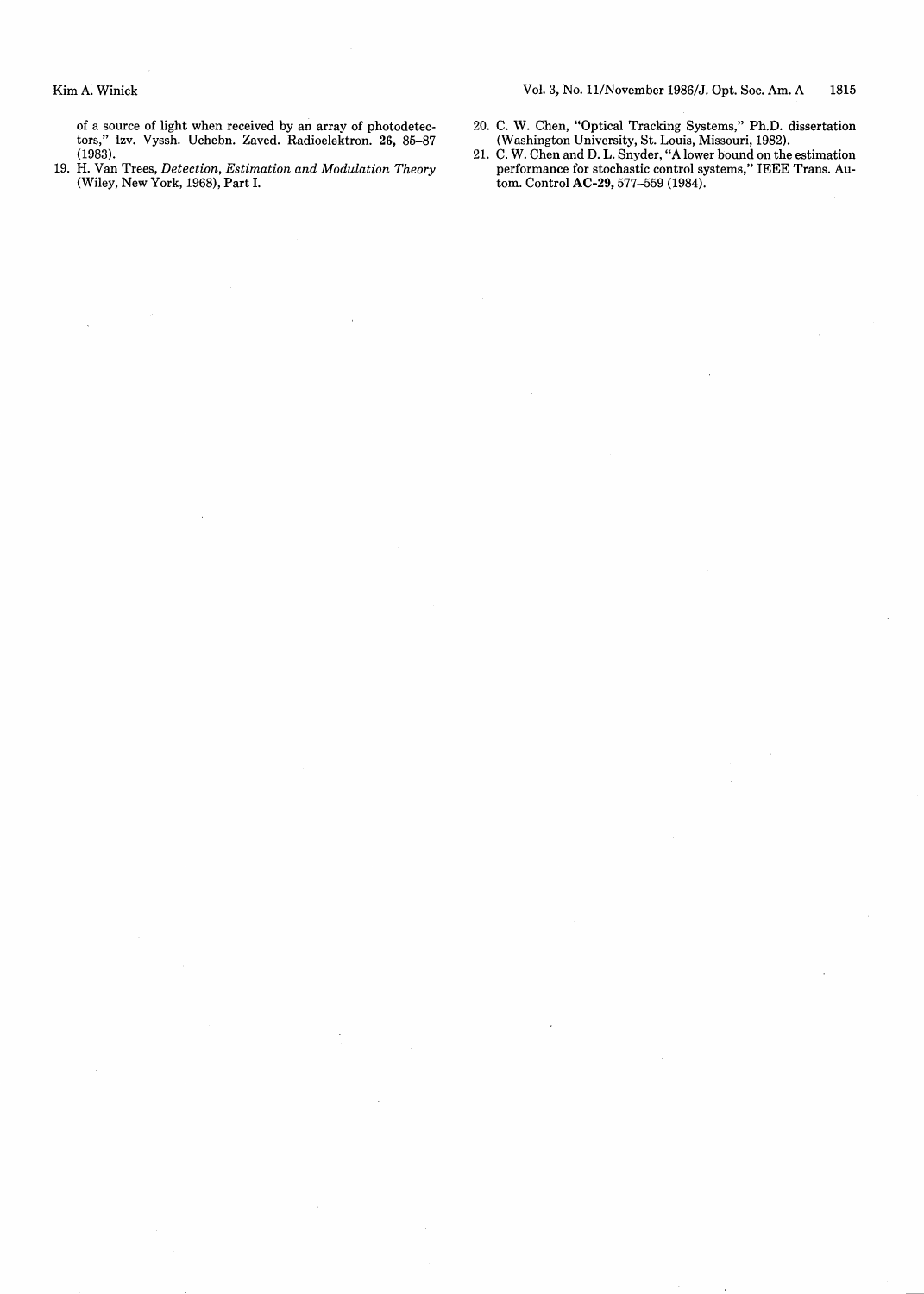of a source of light when received by an array of photodetectors," Izv. Vyssh. Uchebn. Zaved. Radioelektron. **26,** 85–87 (1983).

19. H. Van Trees, *Detection, Estimation and Modulation Theory* (Wiley, New York, 1968), Part I.
20. C. W. Chen, "Optical Tracking Systems," Ph.D. dissertation (Washington University, St. Louis, Missouri, 1982).
21. C. W. Chen and D. L. Snyder, "A lower bound on the estimation performance for stochastic control systems," IEEE Trans. Autom. Control **AC-29,** 577–559 (1984).